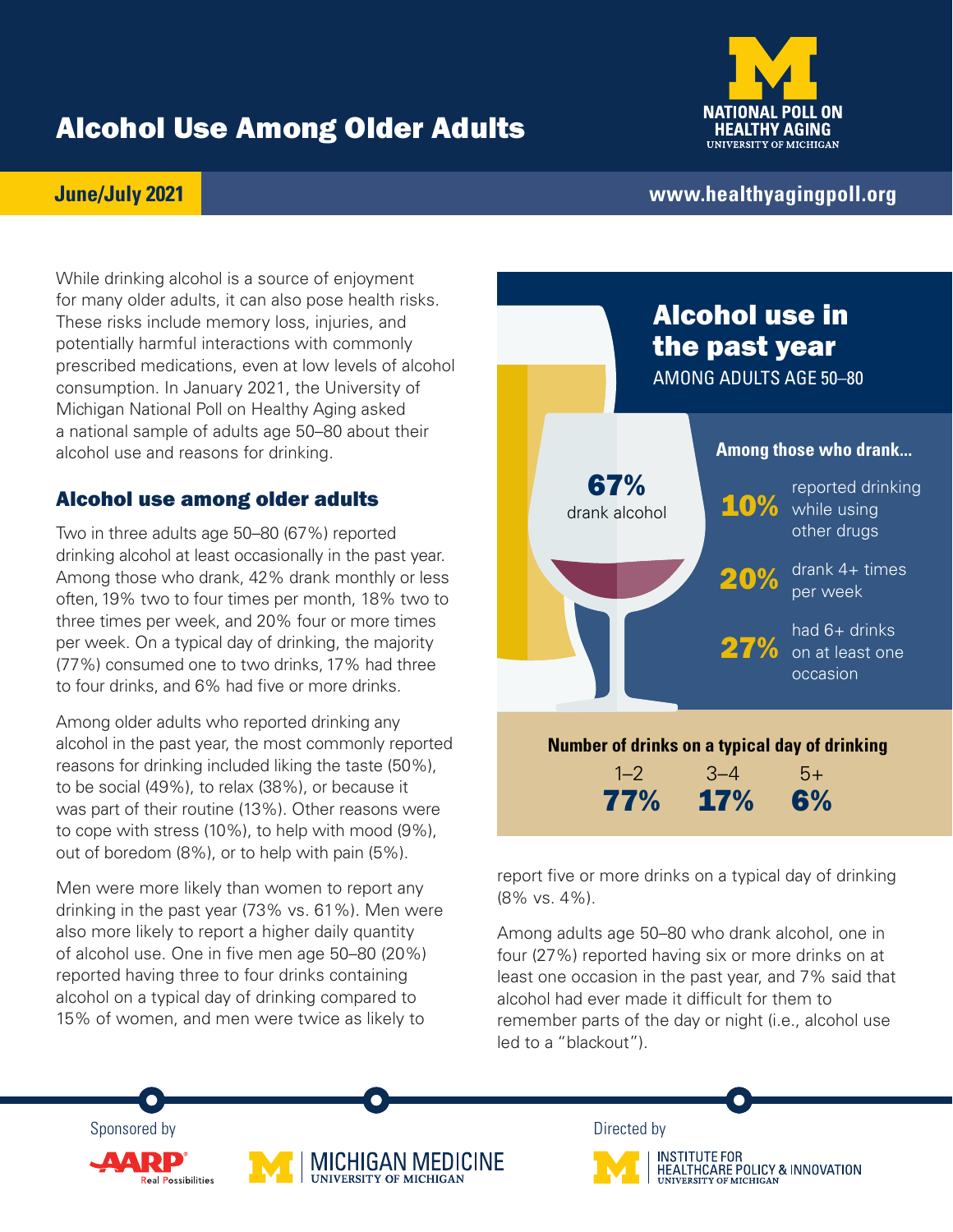# Alcohol Use Among Older Adults

NATIONAL POLL ON HEALTHY AGING
UNIVERSITY OF MICHIGAN

**June/July 2021**

www.healthyagingpoll.org

While drinking alcohol is a source of enjoyment for many older adults, it can also pose health risks. These risks include memory loss, injuries, and potentially harmful interactions with commonly prescribed medications, even at low levels of alcohol consumption. In January 2021, the University of Michigan National Poll on Healthy Aging asked a national sample of adults age 50–80 about their alcohol use and reasons for drinking.

## Alcohol use among older adults

Two in three adults age 50–80 (67%) reported drinking alcohol at least occasionally in the past year. Among those who drank, 42% drank monthly or less often, 19% two to four times per month, 18% two to three times per week, and 20% four or more times per week. On a typical day of drinking, the majority (77%) consumed one to two drinks, 17% had three to four drinks, and 6% had five or more drinks.

Among older adults who reported drinking any alcohol in the past year, the most commonly reported reasons for drinking included liking the taste (50%), to be social (49%), to relax (38%), or because it was part of their routine (13%). Other reasons were to cope with stress (10%), to help with mood (9%), out of boredom (8%), or to help with pain (5%).

Men were more likely than women to report any drinking in the past year (73% vs. 61%). Men were also more likely to report a higher daily quantity of alcohol use. One in five men age 50–80 (20%) reported having three to four drinks containing alcohol on a typical day of drinking compared to 15% of women, and men were twice as likely to report five or more drinks on a typical day of drinking (8% vs. 4%).

Among adults age 50–80 who drank alcohol, one in four (27%) reported having six or more drinks on at least one occasion in the past year, and 7% said that alcohol had ever made it difficult for them to remember parts of the day or night (i.e., alcohol use led to a "blackout").

### Alcohol use in the past year

AMONG ADULTS AGE 50–80

**67%** drank alcohol

**Among those who drank...**

- **10%** reported drinking while using other drugs
- **20%** drank 4+ times per week
- **27%** had 6+ drinks on at least one occasion

**Number of drinks on a typical day of drinking**

| 1–2 | 3–4 | 5+ |
|---|---|---|
| 77% | 17% | 6% |

Sponsored by AARP Real Possibilities; Michigan Medicine, University of Michigan

Directed by Institute for Healthcare Policy & Innovation, University of Michigan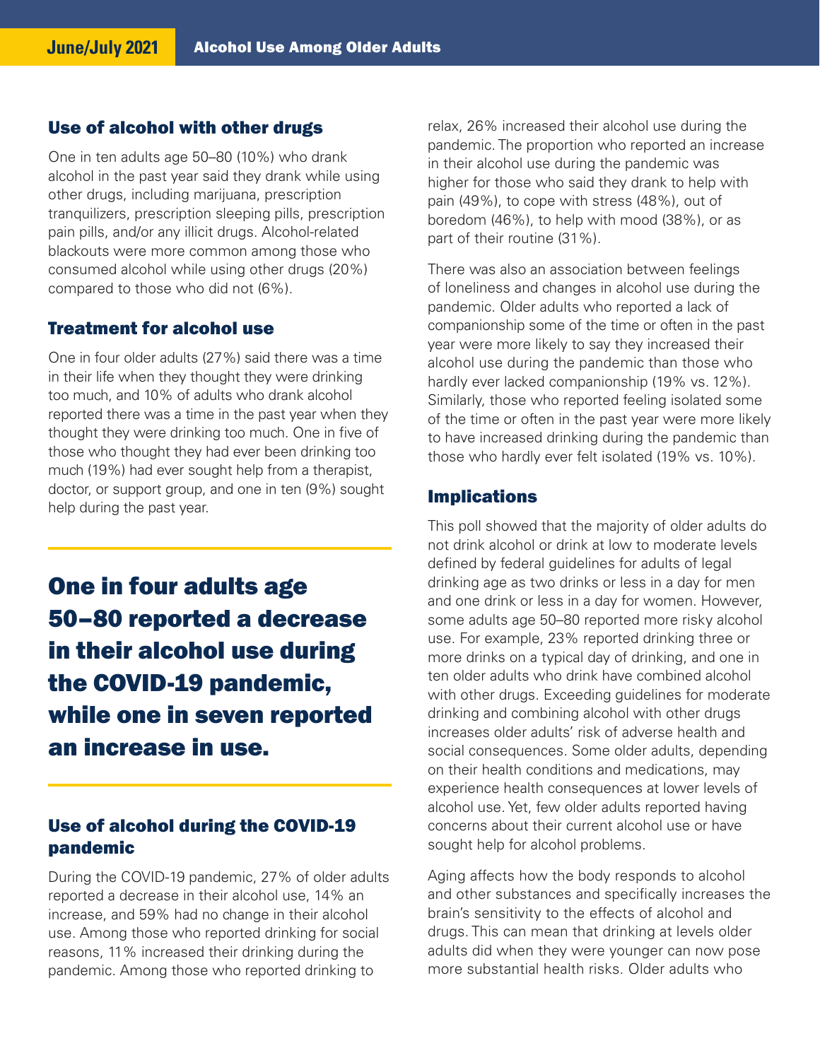## Use of alcohol with other drugs

One in ten adults age 50–80 (10%) who drank alcohol in the past year said they drank while using other drugs, including marijuana, prescription tranquilizers, prescription sleeping pills, prescription pain pills, and/or any illicit drugs. Alcohol-related blackouts were more common among those who consumed alcohol while using other drugs (20%) compared to those who did not (6%).

## Treatment for alcohol use

One in four older adults (27%) said there was a time in their life when they thought they were drinking too much, and 10% of adults who drank alcohol reported there was a time in the past year when they thought they were drinking too much. One in five of those who thought they had ever been drinking too much (19%) had ever sought help from a therapist, doctor, or support group, and one in ten (9%) sought help during the past year.

**One in four adults age 50–80 reported a decrease in their alcohol use during the COVID-19 pandemic, while one in seven reported an increase in use.**

## Use of alcohol during the COVID-19 pandemic

During the COVID-19 pandemic, 27% of older adults reported a decrease in their alcohol use, 14% an increase, and 59% had no change in their alcohol use. Among those who reported drinking for social reasons, 11% increased their drinking during the pandemic. Among those who reported drinking to relax, 26% increased their alcohol use during the pandemic. The proportion who reported an increase in their alcohol use during the pandemic was higher for those who said they drank to help with pain (49%), to cope with stress (48%), out of boredom (46%), to help with mood (38%), or as part of their routine (31%).

There was also an association between feelings of loneliness and changes in alcohol use during the pandemic. Older adults who reported a lack of companionship some of the time or often in the past year were more likely to say they increased their alcohol use during the pandemic than those who hardly ever lacked companionship (19% vs. 12%). Similarly, those who reported feeling isolated some of the time or often in the past year were more likely to have increased drinking during the pandemic than those who hardly ever felt isolated (19% vs. 10%).

## Implications

This poll showed that the majority of older adults do not drink alcohol or drink at low to moderate levels defined by federal guidelines for adults of legal drinking age as two drinks or less in a day for men and one drink or less in a day for women. However, some adults age 50–80 reported more risky alcohol use. For example, 23% reported drinking three or more drinks on a typical day of drinking, and one in ten older adults who drink have combined alcohol with other drugs. Exceeding guidelines for moderate drinking and combining alcohol with other drugs increases older adults' risk of adverse health and social consequences. Some older adults, depending on their health conditions and medications, may experience health consequences at lower levels of alcohol use. Yet, few older adults reported having concerns about their current alcohol use or have sought help for alcohol problems.

Aging affects how the body responds to alcohol and other substances and specifically increases the brain's sensitivity to the effects of alcohol and drugs. This can mean that drinking at levels older adults did when they were younger can now pose more substantial health risks. Older adults who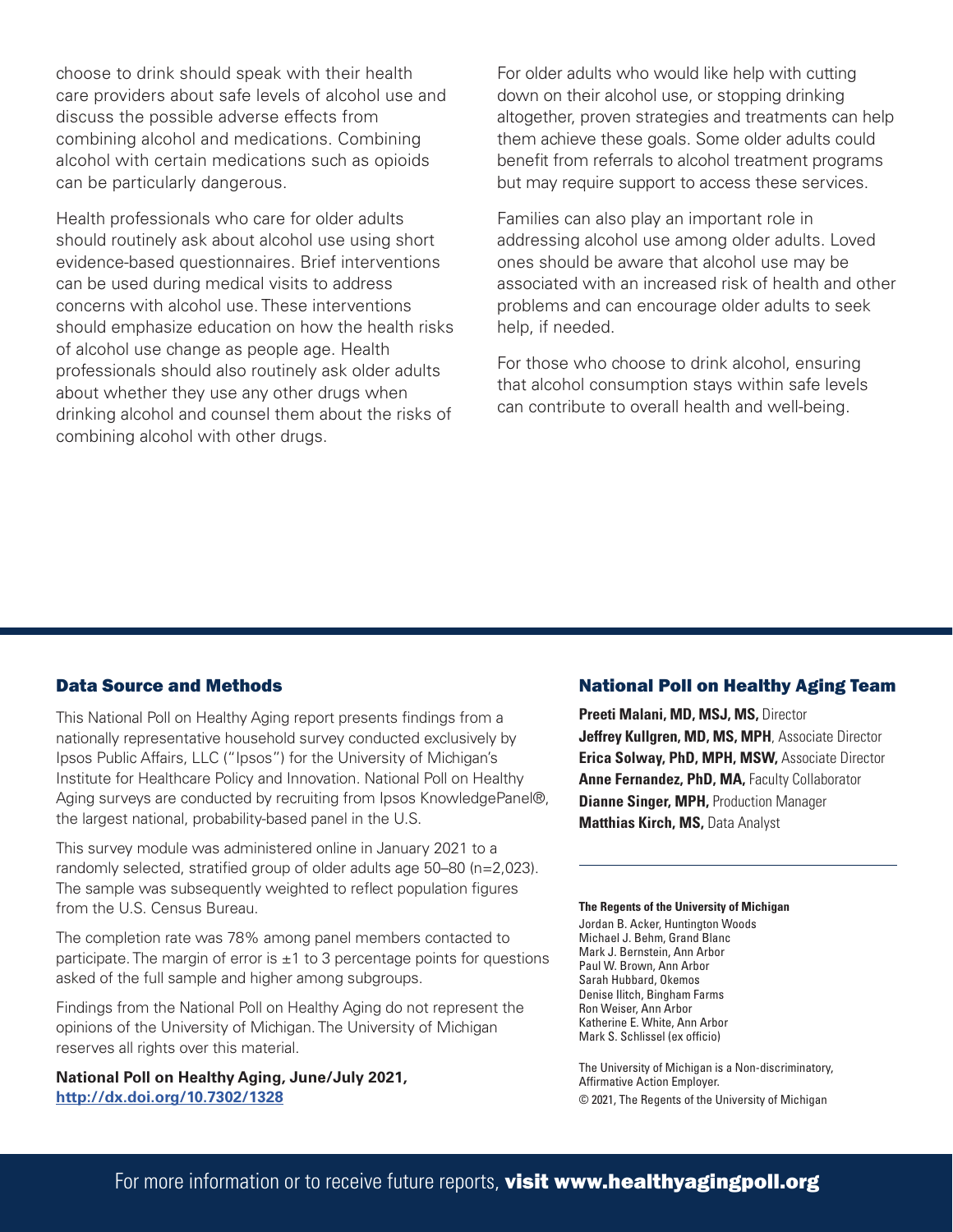choose to drink should speak with their health care providers about safe levels of alcohol use and discuss the possible adverse effects from combining alcohol and medications. Combining alcohol with certain medications such as opioids can be particularly dangerous.

Health professionals who care for older adults should routinely ask about alcohol use using short evidence-based questionnaires. Brief interventions can be used during medical visits to address concerns with alcohol use. These interventions should emphasize education on how the health risks of alcohol use change as people age. Health professionals should also routinely ask older adults about whether they use any other drugs when drinking alcohol and counsel them about the risks of combining alcohol with other drugs.

For older adults who would like help with cutting down on their alcohol use, or stopping drinking altogether, proven strategies and treatments can help them achieve these goals. Some older adults could benefit from referrals to alcohol treatment programs but may require support to access these services.

Families can also play an important role in addressing alcohol use among older adults. Loved ones should be aware that alcohol use may be associated with an increased risk of health and other problems and can encourage older adults to seek help, if needed.

For those who choose to drink alcohol, ensuring that alcohol consumption stays within safe levels can contribute to overall health and well-being.

## Data Source and Methods

This National Poll on Healthy Aging report presents findings from a nationally representative household survey conducted exclusively by Ipsos Public Affairs, LLC ("Ipsos") for the University of Michigan's Institute for Healthcare Policy and Innovation. National Poll on Healthy Aging surveys are conducted by recruiting from Ipsos KnowledgePanel®, the largest national, probability-based panel in the U.S.

This survey module was administered online in January 2021 to a randomly selected, stratified group of older adults age 50–80 (n=2,023). The sample was subsequently weighted to reflect population figures from the U.S. Census Bureau.

The completion rate was 78% among panel members contacted to participate. The margin of error is ±1 to 3 percentage points for questions asked of the full sample and higher among subgroups.

Findings from the National Poll on Healthy Aging do not represent the opinions of the University of Michigan. The University of Michigan reserves all rights over this material.

**National Poll on Healthy Aging, June/July 2021,**
**http://dx.doi.org/10.7302/1328**

## National Poll on Healthy Aging Team

**Preeti Malani, MD, MSJ, MS,** Director
**Jeffrey Kullgren, MD, MS, MPH**, Associate Director
**Erica Solway, PhD, MPH, MSW,** Associate Director
**Anne Fernandez, PhD, MA,** Faculty Collaborator
**Dianne Singer, MPH,** Production Manager
**Matthias Kirch, MS,** Data Analyst

**The Regents of the University of Michigan**

Jordan B. Acker, Huntington Woods
Michael J. Behm, Grand Blanc
Mark J. Bernstein, Ann Arbor
Paul W. Brown, Ann Arbor
Sarah Hubbard, Okemos
Denise Ilitch, Bingham Farms
Ron Weiser, Ann Arbor
Katherine E. White, Ann Arbor
Mark S. Schlissel (ex officio)

The University of Michigan is a Non-discriminatory, Affirmative Action Employer.

© 2021, The Regents of the University of Michigan

For more information or to receive future reports, **visit www.healthyagingpoll.org**